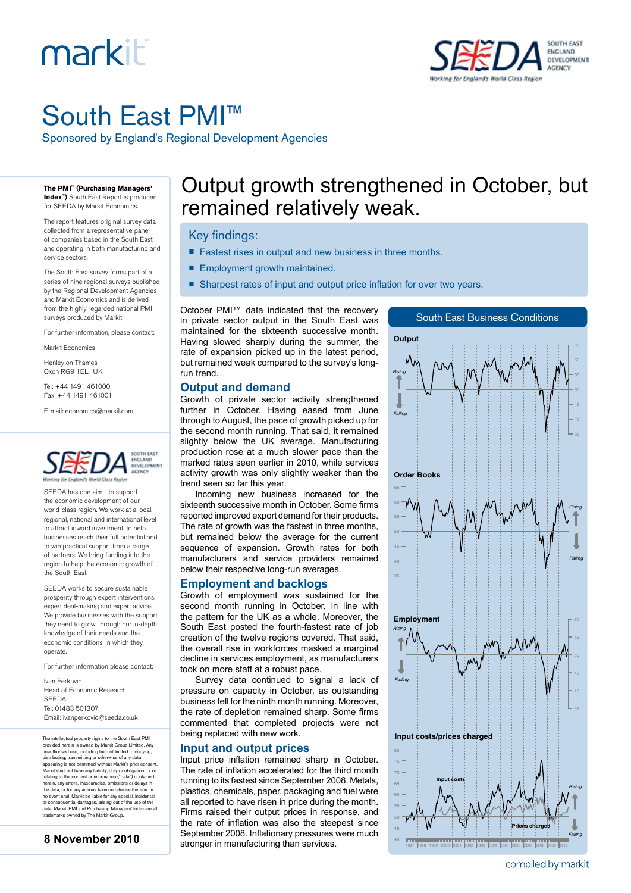# South East PMI™

Sponsored by England's Regional Development Agencies

## Output growth strengthened in October, but remained relatively weak.

### Key findings:

- Fastest rises in output and new business in three months.
- Employment growth maintained.
- Sharpest rates of input and output price inflation for over two years.

October PMI™ data indicated that the recovery in private sector output in the South East was maintained for the sixteenth successive month. Having slowed sharply during the summer, the rate of expansion picked up in the latest period, but remained weak compared to the survey's long-run trend.

### Output and demand

Growth of private sector activity strengthened further in October. Having eased from June through to August, the pace of growth picked up for the second month running. That said, it remained slightly below the UK average. Manufacturing production rose at a much slower pace than the marked rates seen earlier in 2010, while services activity growth was only slightly weaker than the trend seen so far this year.

Incoming new business increased for the sixteenth successive month in October. Some firms reported improved export demand for their products. The rate of growth was the fastest in three months, but remained below the average for the current sequence of expansion. Growth rates for both manufacturers and service providers remained below their respective long-run averages.

### Employment and backlogs

Growth of employment was sustained for the second month running in October, in line with the pattern for the UK as a whole. Moreover, the South East posted the fourth-fastest rate of job creation of the twelve regions covered. That said, the overall rise in workforces masked a marginal decline in services employment, as manufacturers took on more staff at a robust pace.

Survey data continued to signal a lack of pressure on capacity in October, as outstanding business fell for the ninth month running. Moreover, the rate of depletion remained sharp. Some firms commented that completed projects were not being replaced with new work.

### Input and output prices

Input price inflation remained sharp in October. The rate of inflation accelerated for the third month running to its fastest since September 2008. Metals, plastics, chemicals, paper, packaging and fuel were all reported to have risen in price during the month. Firms raised their output prices in response, and the rate of inflation was also the steepest since September 2008. Inflationary pressures were much stronger in manufacturing than services.

---

**The PMI™ (Purchasing Managers' Index™) South East Report** is produced for SEEDA by Markit Economics.

The report features original survey data collected from a representative panel of companies based in the South East and operating in both manufacturing and service sectors.

The South East survey forms part of a series of nine regional surveys published by the Regional Development Agencies and Markit Economics and is derived from the highly regarded national PMI surveys produced by Markit.

For further information, please contact:

Markit Economics

Henley on Thames
Oxon RG9 1EL, UK

Tel: +44 1491 461000
Fax: +44 1491 461001

E-mail: economics@markit.com

SEEDA has one aim - to support the economic development of our world-class region. We work at a local, regional, national and international level to attract inward investment, to help businesses reach their full potential and to win practical support from a range of partners. We bring funding into the region to help the economic growth of the South East.

SEEDA works to secure sustainable prosperity through expert interventions, expert deal-making and expert advice. We provide businesses with the support they need to grow, through our in-depth knowledge of their needs and the economic conditions, in which they operate.

For further information please contact:

Ivan Perkovic
Head of Economic Research
SEEDA
Tel: 01483 501307
Email: ivanperkovic@seeda.co.uk

The intellectual property rights to the South East PMI provided herein is owned by Markit Group Limited. Any unauthorised use, including but not limited to copying, distributing, transmitting or otherwise of any data appearing is not permitted without Markit's prior consent. Markit shall not have any liability, duty or obligation for or relating to the content or information ("data") contained herein, any errors, inaccuracies, omissions or delays in the data, or for any actions taken in reliance thereon. In no event shall Markit be liable for any special, incidental, or consequential damages, arising out of the use of the data. Markit, PMI and Purchasing Managers' Index are all trademarks owned by The Markit Group.

**8 November 2010**

compiled by markit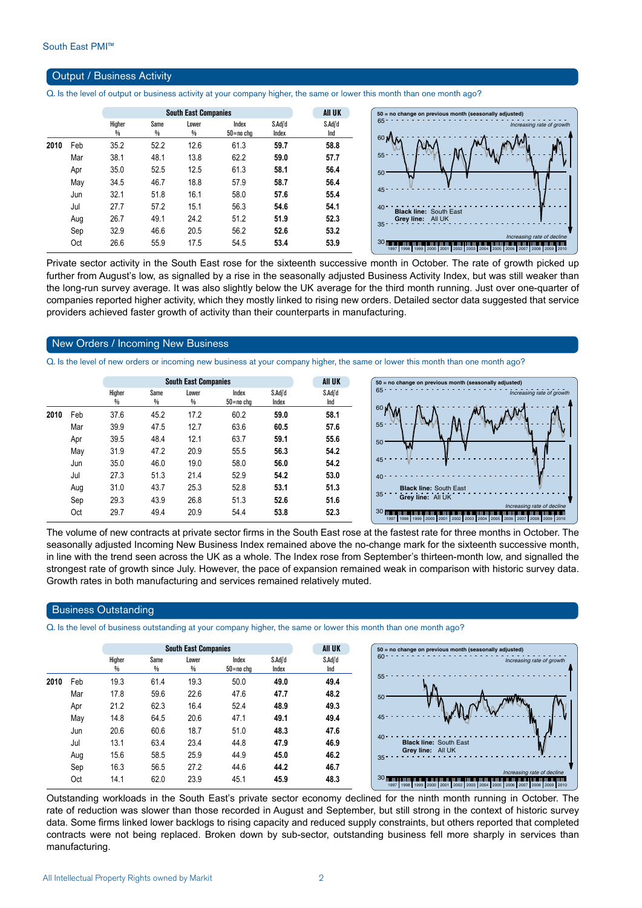## Output / Business Activity

Q. Is the level of output or business activity at your company higher, the same or lower this month than one month ago?

| | | South East Companies | | | | | All UK |
|---|---|---|---|---|---|---|---|
| | | Higher % | Same % | Lower % | Index 50=no chg | S.Adj'd Index | S.Adj'd Ind |
| 2010 | Feb | 35.2 | 52.2 | 12.6 | 61.3 | **59.7** | **58.8** |
| | Mar | 38.1 | 48.1 | 13.8 | 62.2 | **59.0** | **57.7** |
| | Apr | 35.0 | 52.5 | 12.5 | 61.3 | **58.1** | **56.4** |
| | May | 34.5 | 46.7 | 18.8 | 57.9 | **58.7** | **56.4** |
| | Jun | 32.1 | 51.8 | 16.1 | 58.0 | **57.6** | **55.4** |
| | Jul | 27.7 | 57.2 | 15.1 | 56.3 | **54.6** | **54.1** |
| | Aug | 26.7 | 49.1 | 24.2 | 51.2 | **51.9** | **52.3** |
| | Sep | 32.9 | 46.6 | 20.5 | 56.2 | **52.6** | **53.2** |
| | Oct | 26.6 | 55.9 | 17.5 | 54.5 | **53.4** | **53.9** |

Private sector activity in the South East rose for the sixteenth successive month in October. The rate of growth picked up further from August's low, as signalled by a rise in the seasonally adjusted Business Activity Index, but was still weaker than the long-run survey average. It was also slightly below the UK average for the third month running. Just over one-quarter of companies reported higher activity, which they mostly linked to rising new orders. Detailed sector data suggested that service providers achieved faster growth of activity than their counterparts in manufacturing.

## New Orders / Incoming New Business

Q. Is the level of new orders or incoming new business at your company higher, the same or lower this month than one month ago?

| | | South East Companies | | | | | All UK |
|---|---|---|---|---|---|---|---|
| | | Higher % | Same % | Lower % | Index 50=no chg | S.Adj'd Index | S.Adj'd Ind |
| 2010 | Feb | 37.6 | 45.2 | 17.2 | 60.2 | **59.0** | **58.1** |
| | Mar | 39.9 | 47.5 | 12.7 | 63.6 | **60.5** | **57.6** |
| | Apr | 39.5 | 48.4 | 12.1 | 63.7 | **59.1** | **55.6** |
| | May | 31.9 | 47.2 | 20.9 | 55.5 | **56.3** | **54.2** |
| | Jun | 35.0 | 46.0 | 19.0 | 58.0 | **56.0** | **54.2** |
| | Jul | 27.3 | 51.3 | 21.4 | 52.9 | **54.2** | **53.0** |
| | Aug | 31.0 | 43.7 | 25.3 | 52.8 | **53.1** | **51.3** |
| | Sep | 29.3 | 43.9 | 26.8 | 51.3 | **52.6** | **51.6** |
| | Oct | 29.7 | 49.4 | 20.9 | 54.4 | **53.8** | **52.3** |

The volume of new contracts at private sector firms in the South East rose at the fastest rate for three months in October. The seasonally adjusted Incoming New Business Index remained above the no-change mark for the sixteenth successive month, in line with the trend seen across the UK as a whole. The Index rose from September's thirteen-month low, and signalled the strongest rate of growth since July. However, the pace of expansion remained weak in comparison with historic survey data. Growth rates in both manufacturing and services remained relatively muted.

## Business Outstanding

Q. Is the level of business outstanding at your company higher, the same or lower this month than one month ago?

| | | South East Companies | | | | | All UK |
|---|---|---|---|---|---|---|---|
| | | Higher % | Same % | Lower % | Index 50=no chg | S.Adj'd Index | S.Adj'd Ind |
| 2010 | Feb | 19.3 | 61.4 | 19.3 | 50.0 | **49.0** | **49.4** |
| | Mar | 17.8 | 59.6 | 22.6 | 47.6 | **47.7** | **48.2** |
| | Apr | 21.2 | 62.3 | 16.4 | 52.4 | **48.9** | **49.3** |
| | May | 14.8 | 64.5 | 20.6 | 47.1 | **49.1** | **49.4** |
| | Jun | 20.6 | 60.6 | 18.7 | 51.0 | **48.3** | **47.6** |
| | Jul | 13.1 | 63.4 | 23.4 | 44.8 | **47.9** | **46.9** |
| | Aug | 15.6 | 58.5 | 25.9 | 44.9 | **45.0** | **46.2** |
| | Sep | 16.3 | 56.5 | 27.2 | 44.6 | **44.2** | **46.7** |
| | Oct | 14.1 | 62.0 | 23.9 | 45.1 | **45.9** | **48.3** |

Outstanding workloads in the South East's private sector economy declined for the ninth month running in October. The rate of reduction was slower than those recorded in August and September, but still strong in the context of historic survey data. Some firms linked lower backlogs to rising capacity and reduced supply constraints, but others reported that completed contracts were not being replaced. Broken down by sub-sector, outstanding business fell more sharply in services than manufacturing.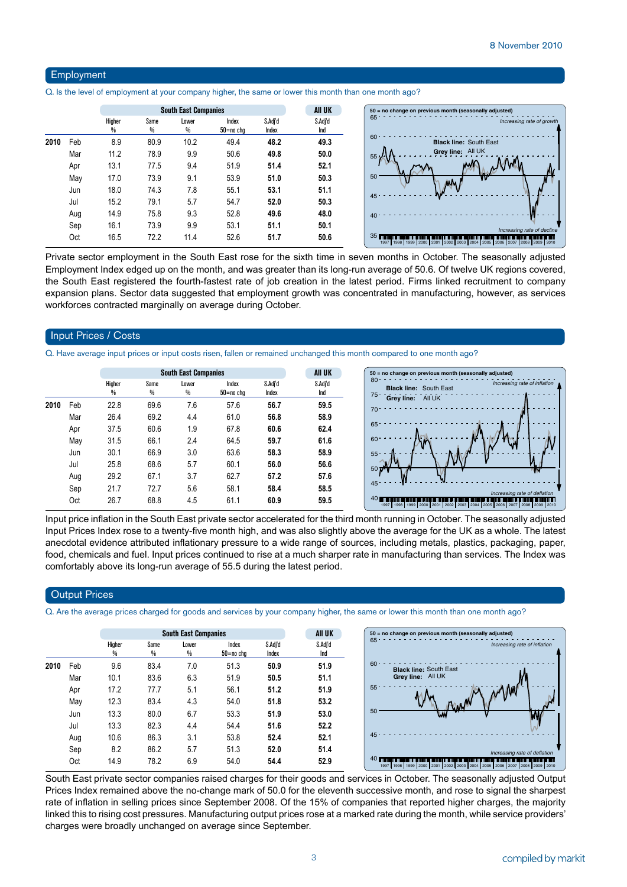8 November 2010

## Employment

Q. Is the level of employment at your company higher, the same or lower this month than one month ago?

| | | South East Companies | | | | | All UK |
|---|---|---|---|---|---|---|---|
| | | Higher % | Same % | Lower % | Index 50=no chg | S.Adj'd Index | S.Adj'd Ind |
| 2010 | Feb | 8.9 | 80.9 | 10.2 | 49.4 | **48.2** | **49.3** |
| | Mar | 11.2 | 78.9 | 9.9 | 50.6 | **49.8** | **50.0** |
| | Apr | 13.1 | 77.5 | 9.4 | 51.9 | **51.4** | **52.1** |
| | May | 17.0 | 73.9 | 9.1 | 53.9 | **51.0** | **50.3** |
| | Jun | 18.0 | 74.3 | 7.8 | 55.1 | **53.1** | **51.1** |
| | Jul | 15.2 | 79.1 | 5.7 | 54.7 | **52.0** | **50.3** |
| | Aug | 14.9 | 75.8 | 9.3 | 52.8 | **49.6** | **48.0** |
| | Sep | 16.1 | 73.9 | 9.9 | 53.1 | **51.1** | **50.1** |
| | Oct | 16.5 | 72.2 | 11.4 | 52.6 | **51.7** | **50.6** |

50 = no change on previous month (seasonally adjusted). Black line: South East. Grey line: All UK. Increasing rate of growth / Increasing rate of decline.

Private sector employment in the South East rose for the sixth time in seven months in October. The seasonally adjusted Employment Index edged up on the month, and was greater than its long-run average of 50.6. Of twelve UK regions covered, the South East registered the fourth-fastest rate of job creation in the latest period. Firms linked recruitment to company expansion plans. Sector data suggested that employment growth was concentrated in manufacturing, however, as services workforces contracted marginally on average during October.

## Input Prices / Costs

Q. Have average input prices or input costs risen, fallen or remained unchanged this month compared to one month ago?

| | | South East Companies | | | | | All UK |
|---|---|---|---|---|---|---|---|
| | | Higher % | Same % | Lower % | Index 50=no chg | S.Adj'd Index | S.Adj'd Ind |
| 2010 | Feb | 22.8 | 69.6 | 7.6 | 57.6 | **56.7** | **59.5** |
| | Mar | 26.4 | 69.2 | 4.4 | 61.0 | **56.8** | **58.9** |
| | Apr | 37.5 | 60.6 | 1.9 | 67.8 | **60.6** | **62.4** |
| | May | 31.5 | 66.1 | 2.4 | 64.5 | **59.7** | **61.6** |
| | Jun | 30.1 | 66.9 | 3.0 | 63.6 | **58.3** | **58.9** |
| | Jul | 25.8 | 68.6 | 5.7 | 60.1 | **56.0** | **56.6** |
| | Aug | 29.2 | 67.1 | 3.7 | 62.7 | **57.2** | **57.6** |
| | Sep | 21.7 | 72.7 | 5.6 | 58.1 | **58.4** | **58.5** |
| | Oct | 26.7 | 68.8 | 4.5 | 61.1 | **60.9** | **59.5** |

50 = no change on previous month (seasonally adjusted). Black line: South East. Grey line: All UK. Increasing rate of inflation / Increasing rate of deflation.

Input price inflation in the South East private sector accelerated for the third month running in October. The seasonally adjusted Input Prices Index rose to a twenty-five month high, and was also slightly above the average for the UK as a whole. The latest anecdotal evidence attributed inflationary pressure to a wide range of sources, including metals, plastics, packaging, paper, food, chemicals and fuel. Input prices continued to rise at a much sharper rate in manufacturing than services. The Index was comfortably above its long-run average of 55.5 during the latest period.

## Output Prices

Q. Are the average prices charged for goods and services by your company higher, the same or lower this month than one month ago?

| | | South East Companies | | | | | All UK |
|---|---|---|---|---|---|---|---|
| | | Higher % | Same % | Lower % | Index 50=no chg | S.Adj'd Index | S.Adj'd Ind |
| 2010 | Feb | 9.6 | 83.4 | 7.0 | 51.3 | **50.9** | **51.9** |
| | Mar | 10.1 | 83.6 | 6.3 | 51.9 | **50.5** | **51.1** |
| | Apr | 17.2 | 77.7 | 5.1 | 56.1 | **51.2** | **51.9** |
| | May | 12.3 | 83.4 | 4.3 | 54.0 | **51.8** | **53.2** |
| | Jun | 13.3 | 80.0 | 6.7 | 53.3 | **51.9** | **53.0** |
| | Jul | 13.3 | 82.3 | 4.4 | 54.4 | **51.6** | **52.2** |
| | Aug | 10.6 | 86.3 | 3.1 | 53.8 | **52.4** | **52.1** |
| | Sep | 8.2 | 86.2 | 5.7 | 51.3 | **52.0** | **51.4** |
| | Oct | 14.9 | 78.2 | 6.9 | 54.0 | **54.4** | **52.9** |

50 = no change on previous month (seasonally adjusted). Black line: South East. Grey line: All UK. Increasing rate of inflation / Increasing rate of deflation.

South East private sector companies raised charges for their goods and services in October. The seasonally adjusted Output Prices Index remained above the no-change mark of 50.0 for the eleventh successive month, and rose to signal the sharpest rate of inflation in selling prices since September 2008. Of the 15% of companies that reported higher charges, the majority linked this to rising cost pressures. Manufacturing output prices rose at a marked rate during the month, while service providers' charges were broadly unchanged on average since September.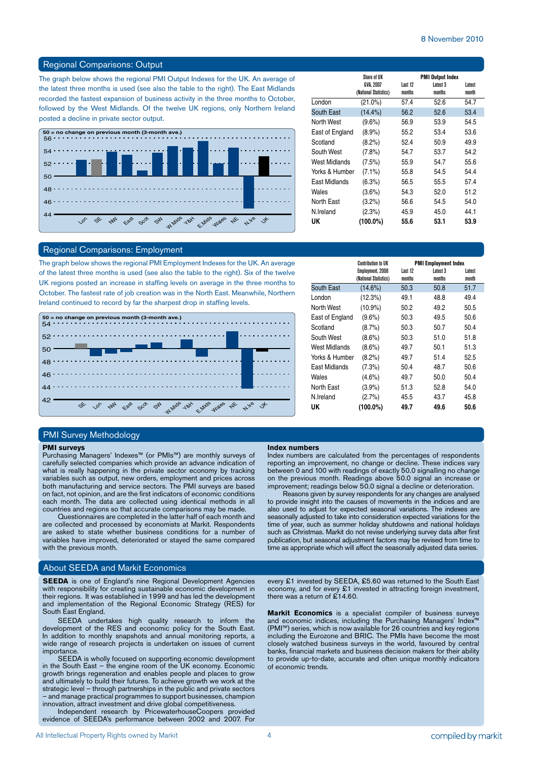## Regional Comparisons: Output

The graph below shows the regional PMI Output Indexes for the UK. An average of the latest three months is used (see also the table to the right). The East Midlands recorded the fastest expansion of business activity in the three months to October, followed by the West Midlands. Of the twelve UK regions, only Northern Ireland posted a decline in private sector output.

50 = no change on previous month (3-month ave.)

56
54
52
50
48
46
44

Lon SE NW East Scot SW W.Mids Y&H E.Mids Wales NE N.Ire UK

| | Share of UK GVA, 2007 (National Statistics) | PMI Output Index Last 12 months | Latest 3 months | Latest month |
|---|---|---|---|---|
| London | (21.0%) | 57.4 | 52.6 | 54.7 |
| South East | (14.4%) | 56.2 | 52.6 | 53.4 |
| North West | (9.6%) | 56.9 | 53.9 | 54.5 |
| East of England | (8.9%) | 55.2 | 53.4 | 53.6 |
| Scotland | (8.2%) | 52.4 | 50.9 | 49.9 |
| South West | (7.8%) | 54.7 | 53.7 | 54.2 |
| West Midlands | (7.5%) | 55.9 | 54.7 | 55.6 |
| Yorks & Humber | (7.1%) | 55.8 | 54.5 | 54.4 |
| East Midlands | (6.3%) | 56.5 | 55.5 | 57.4 |
| Wales | (3.6%) | 54.3 | 52.0 | 51.2 |
| North East | (3.2%) | 56.6 | 54.5 | 54.0 |
| N.Ireland | (2.3%) | 45.9 | 45.0 | 44.1 |
| **UK** | **(100.0%)** | **55.6** | **53.1** | **53.9** |

## Regional Comparisons: Employment

The graph below shows the regional PMI Employment Indexes for the UK. An average of the latest three months is used (see also the table to the right). Six of the twelve UK regions posted an increase in staffing levels on average in the three months to October. The fastest rate of job creation was in the North East. Meanwhile, Northern Ireland continued to record by far the sharpest drop in staffing levels.

50 = no change on previous month (3-month ave.)

54
52
50
48
46
44
42

SE Lon NW East Scot SW W.Mids Y&H E.Mids Wales NE N.Ire UK

| | Contribution to UK Employment, 2008 (National Statistics) | PMI Employment Index Last 12 months | Latest 3 months | Latest month |
|---|---|---|---|---|
| South East | (14.6%) | 50.3 | 50.8 | 51.7 |
| London | (12.3%) | 49.1 | 48.8 | 49.4 |
| North West | (10.9%) | 50.2 | 49.2 | 50.5 |
| East of England | (9.6%) | 50.3 | 49.5 | 50.6 |
| Scotland | (8.7%) | 50.3 | 50.7 | 50.4 |
| South West | (8.6%) | 50.3 | 51.0 | 51.8 |
| West Midlands | (8.6%) | 49.7 | 50.1 | 51.3 |
| Yorks & Humber | (8.2%) | 49.7 | 51.4 | 52.5 |
| East Midlands | (7.3%) | 50.4 | 48.7 | 50.6 |
| Wales | (4.6%) | 49.7 | 50.0 | 50.4 |
| North East | (3.9%) | 51.3 | 52.8 | 54.0 |
| N.Ireland | (2.7%) | 45.5 | 43.7 | 45.8 |
| **UK** | **(100.0%)** | **49.7** | **49.6** | **50.6** |

## PMI Survey Methodology

**PMI surveys**

Purchasing Managers' Indexes™ (or PMIs™) are monthly surveys of carefully selected companies which provide an advance indication of what is really happening in the private sector economy by tracking variables such as output, new orders, employment and prices across both manufacturing and service sectors. The PMI surveys are based on fact, not opinion, and are the first indicators of economic conditions each month. The data are collected using identical methods in all countries and regions so that accurate comparisons may be made.

Questionnaires are completed in the latter half of each month and are collected and processed by economists at Markit. Respondents are asked to state whether business conditions for a number of variables have improved, deteriorated or stayed the same compared with the previous month.

**Index numbers**

Index numbers are calculated from the percentages of respondents reporting an improvement, no change or decline. These indices vary between 0 and 100 with readings of exactly 50.0 signalling no change on the previous month. Readings above 50.0 signal an increase or improvement; readings below 50.0 signal a decline or deterioration.

Reasons given by survey respondents for any changes are analysed to provide insight into the causes of movements in the indices and are also used to adjust for expected seasonal variations. The indexes are seasonally adjusted to take into consideration expected variations for the time of year, such as summer holiday shutdowns and national holidays such as Christmas. Markit do not revise underlying survey data after first publication, but seasonal adjustment factors may be revised from time to time as appropriate which will affect the seasonally adjusted data series.

## About SEEDA and Markit Economics

**SEEDA** is one of England's nine Regional Development Agencies with responsibility for creating sustainable economic development in their regions. It was established in 1999 and has led the development and implementation of the Regional Economic Strategy (RES) for South East England.

SEEDA undertakes high quality research to inform the development of the RES and economic policy for the South East. In addition to monthly snapshots and annual monitoring reports, a wide range of research projects is undertaken on issues of current importance.

SEEDA is wholly focused on supporting economic development in the South East – the engine room of the UK economy. Economic growth brings regeneration and enables people and places to grow and ultimately to build their futures. To achieve growth we work at the strategic level – through partnerships in the public and private sectors – and manage practical programmes to support businesses, champion innovation, attract investment and drive global competitiveness.

Independent research by PricewaterhouseCoopers provided evidence of SEEDA's performance between 2002 and 2007. For every £1 invested by SEEDA, £5.60 was returned to the South East economy, and for every £1 invested in attracting foreign investment, there was a return of £14.60.

**Markit Economics** is a specialist compiler of business surveys and economic indices, including the Purchasing Managers' Index™ (PMI™) series, which is now available for 26 countries and key regions including the Eurozone and BRIC. The PMIs have become the most closely watched business surveys in the world, favoured by central banks, financial markets and business decision makers for their ability to provide up-to-date, accurate and often unique monthly indicators of economic trends.